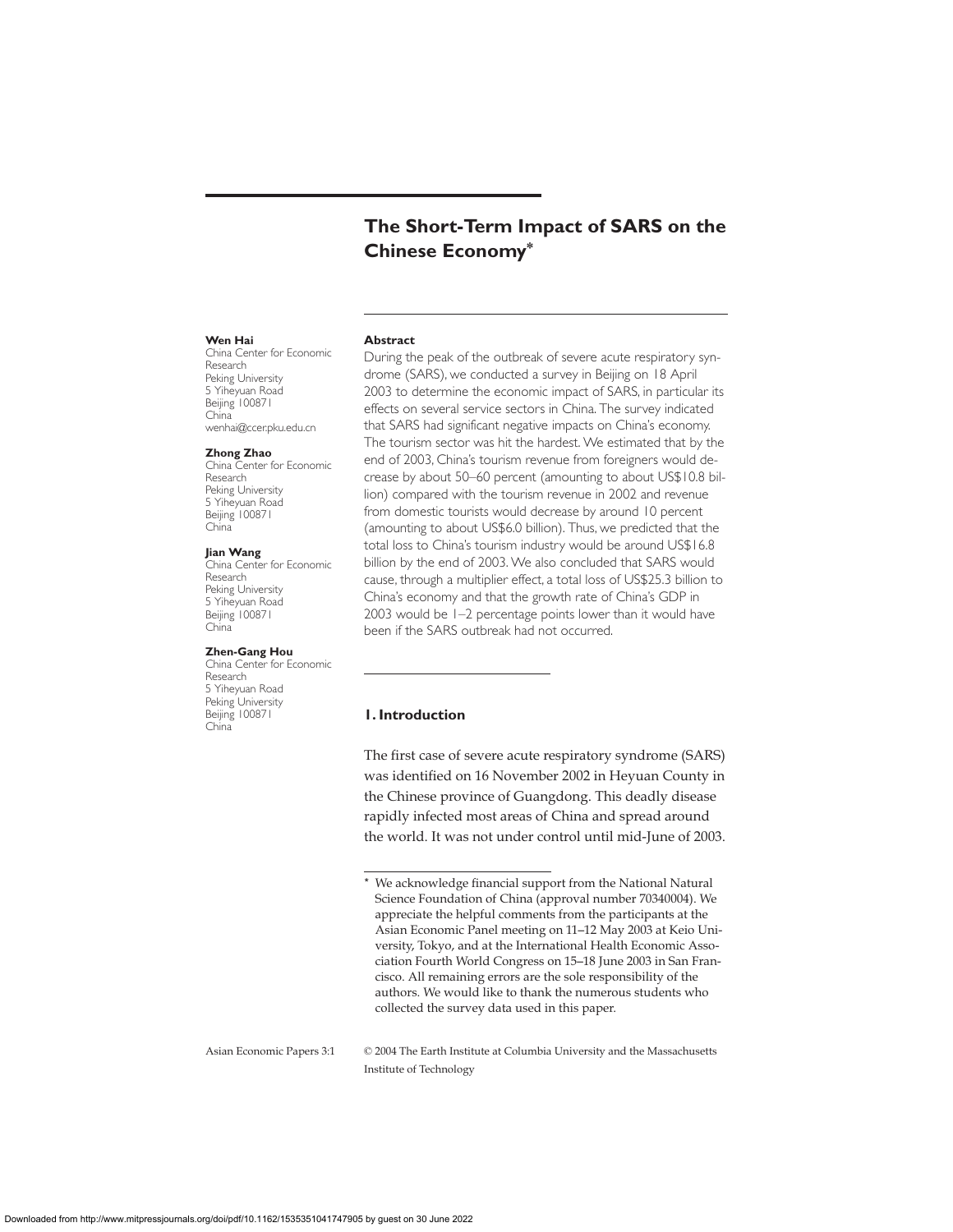# The Short-Term Impact of SARS on the Chinese Economy*

**Wen Hai**
China Center for Economic Research
Peking University
5 Yiheyuan Road
Beijing 100871
China
wenhai@ccer.pku.edu.cn

**Zhong Zhao**
China Center for Economic Research
Peking University
5 Yiheyuan Road
Beijing 100871
China

**Jian Wang**
China Center for Economic Research
Peking University
5 Yiheyuan Road
Beijing 100871
China

**Zhen-Gang Hou**
China Center for Economic Research
5 Yiheyuan Road
Peking University
Beijing 100871
China

**Abstract**

During the peak of the outbreak of severe acute respiratory syndrome (SARS), we conducted a survey in Beijing on 18 April 2003 to determine the economic impact of SARS, in particular its effects on several service sectors in China. The survey indicated that SARS had significant negative impacts on China's economy. The tourism sector was hit the hardest. We estimated that by the end of 2003, China's tourism revenue from foreigners would decrease by about 50–60 percent (amounting to about US$10.8 billion) compared with the tourism revenue in 2002 and revenue from domestic tourists would decrease by around 10 percent (amounting to about US$6.0 billion). Thus, we predicted that the total loss to China's tourism industry would be around US$16.8 billion by the end of 2003. We also concluded that SARS would cause, through a multiplier effect, a total loss of US$25.3 billion to China's economy and that the growth rate of China's GDP in 2003 would be 1–2 percentage points lower than it would have been if the SARS outbreak had not occurred.

## 1. Introduction

The first case of severe acute respiratory syndrome (SARS) was identified on 16 November 2002 in Heyuan County in the Chinese province of Guangdong. This deadly disease rapidly infected most areas of China and spread around the world. It was not under control until mid-June of 2003.

\* We acknowledge financial support from the National Natural Science Foundation of China (approval number 70340004). We appreciate the helpful comments from the participants at the Asian Economic Panel meeting on 11–12 May 2003 at Keio University, Tokyo, and at the International Health Economic Association Fourth World Congress on 15–18 June 2003 in San Francisco. All remaining errors are the sole responsibility of the authors. We would like to thank the numerous students who collected the survey data used in this paper.

© 2004 The Earth Institute at Columbia University and the Massachusetts Institute of Technology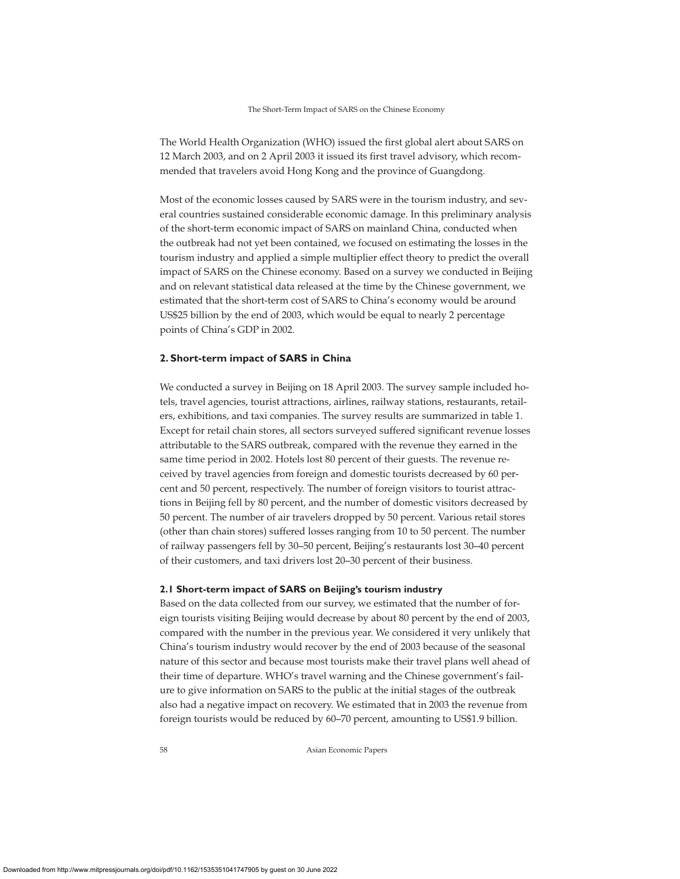The World Health Organization (WHO) issued the first global alert about SARS on 12 March 2003, and on 2 April 2003 it issued its first travel advisory, which recommended that travelers avoid Hong Kong and the province of Guangdong.

Most of the economic losses caused by SARS were in the tourism industry, and several countries sustained considerable economic damage. In this preliminary analysis of the short-term economic impact of SARS on mainland China, conducted when the outbreak had not yet been contained, we focused on estimating the losses in the tourism industry and applied a simple multiplier effect theory to predict the overall impact of SARS on the Chinese economy. Based on a survey we conducted in Beijing and on relevant statistical data released at the time by the Chinese government, we estimated that the short-term cost of SARS to China's economy would be around US$25 billion by the end of 2003, which would be equal to nearly 2 percentage points of China's GDP in 2002.

## 2. Short-term impact of SARS in China

We conducted a survey in Beijing on 18 April 2003. The survey sample included hotels, travel agencies, tourist attractions, airlines, railway stations, restaurants, retailers, exhibitions, and taxi companies. The survey results are summarized in table 1. Except for retail chain stores, all sectors surveyed suffered significant revenue losses attributable to the SARS outbreak, compared with the revenue they earned in the same time period in 2002. Hotels lost 80 percent of their guests. The revenue received by travel agencies from foreign and domestic tourists decreased by 60 percent and 50 percent, respectively. The number of foreign visitors to tourist attractions in Beijing fell by 80 percent, and the number of domestic visitors decreased by 50 percent. The number of air travelers dropped by 50 percent. Various retail stores (other than chain stores) suffered losses ranging from 10 to 50 percent. The number of railway passengers fell by 30–50 percent, Beijing's restaurants lost 30–40 percent of their customers, and taxi drivers lost 20–30 percent of their business.

### 2.1 Short-term impact of SARS on Beijing's tourism industry

Based on the data collected from our survey, we estimated that the number of foreign tourists visiting Beijing would decrease by about 80 percent by the end of 2003, compared with the number in the previous year. We considered it very unlikely that China's tourism industry would recover by the end of 2003 because of the seasonal nature of this sector and because most tourists make their travel plans well ahead of their time of departure. WHO's travel warning and the Chinese government's failure to give information on SARS to the public at the initial stages of the outbreak also had a negative impact on recovery. We estimated that in 2003 the revenue from foreign tourists would be reduced by 60–70 percent, amounting to US$1.9 billion.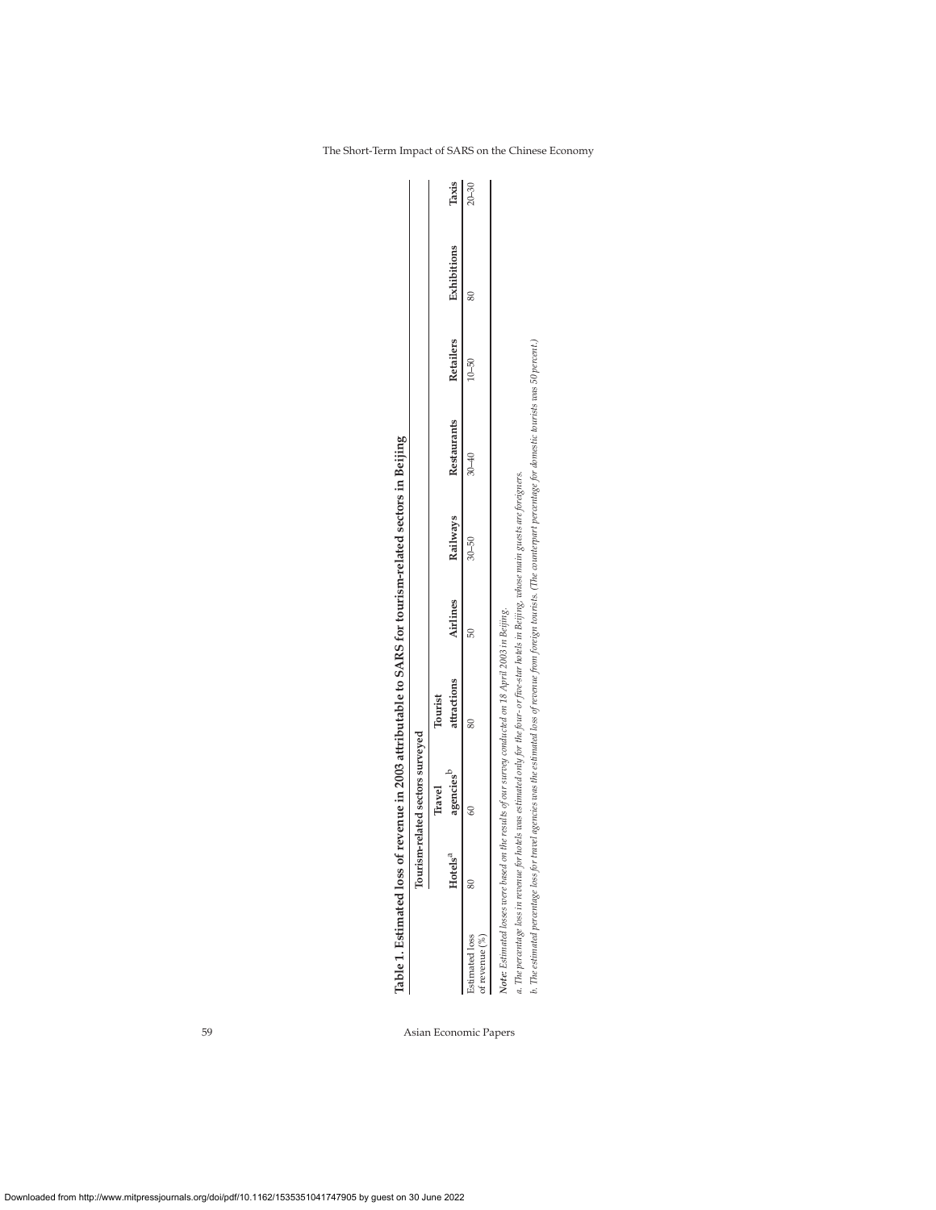**Table 1. Estimated loss of revenue in 2003 attributable to SARS for tourism-related sectors in Beijing**

| | Tourism-related sectors surveyed | | | | | | | | | |
|---|---|---|---|---|---|---|---|---|---|---|
| | Hotels[a] | Travel agencies[b] | Tourist attractions | Airlines | Railways | Restaurants | Retailers | Exhibitions | Taxis |
| Estimated loss of revenue (%) | 80 | 60 | 80 | 50 | 30–50 | 30–40 | 10–50 | 80 | 20–30 |

***Note:*** *Estimated losses were based on the results of our survey conducted on 18 April 2003 in Beijing.*

*a. The percentage loss in revenue for hotels was estimated only for the four- or five-star hotels in Beijing, whose main guests are foreigners.*

*b. The estimated percentage loss for travel agencies was the estimated loss of revenue from foreign tourists. (The counterpart percentage for domestic tourists was 50 percent.)*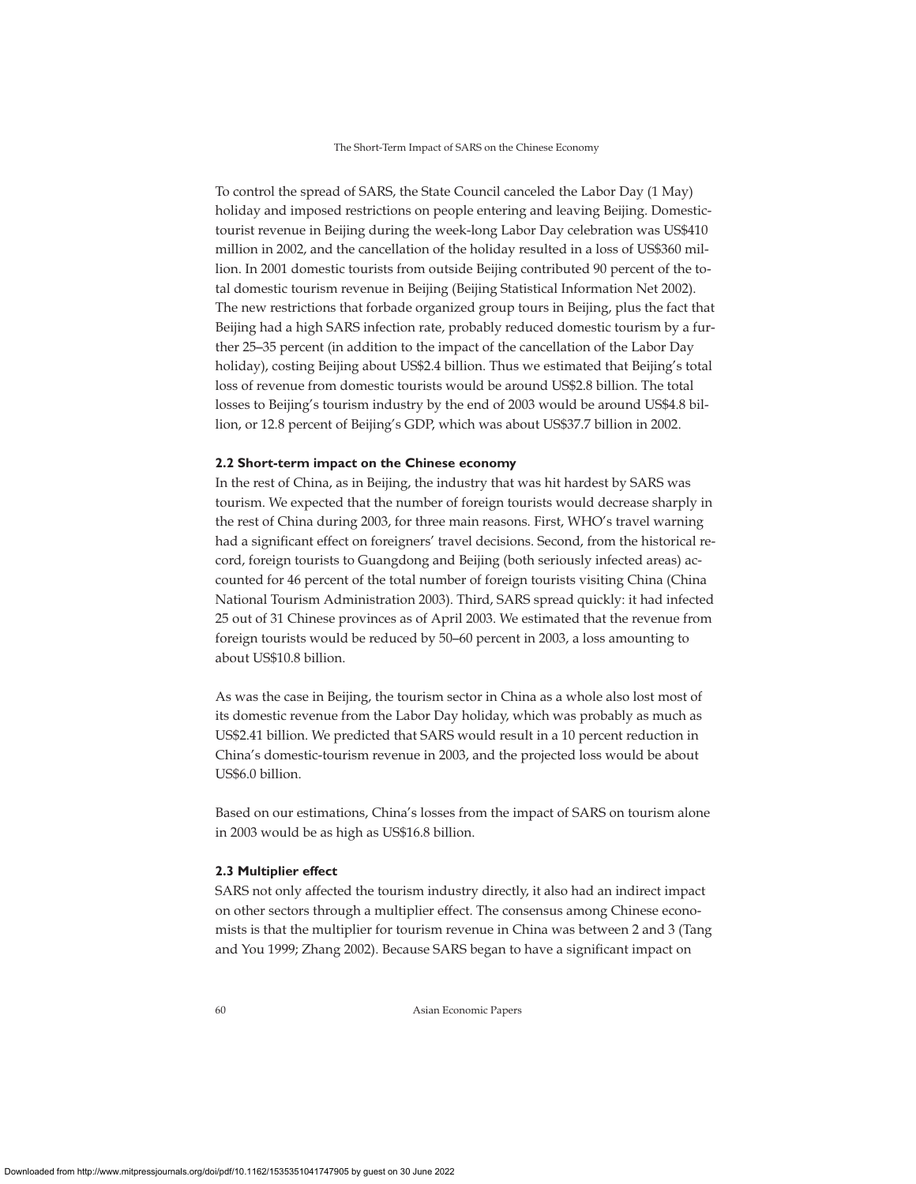To control the spread of SARS, the State Council canceled the Labor Day (1 May) holiday and imposed restrictions on people entering and leaving Beijing. Domestic-tourist revenue in Beijing during the week-long Labor Day celebration was US$410 million in 2002, and the cancellation of the holiday resulted in a loss of US$360 million. In 2001 domestic tourists from outside Beijing contributed 90 percent of the total domestic tourism revenue in Beijing (Beijing Statistical Information Net 2002). The new restrictions that forbade organized group tours in Beijing, plus the fact that Beijing had a high SARS infection rate, probably reduced domestic tourism by a further 25–35 percent (in addition to the impact of the cancellation of the Labor Day holiday), costing Beijing about US$2.4 billion. Thus we estimated that Beijing's total loss of revenue from domestic tourists would be around US$2.8 billion. The total losses to Beijing's tourism industry by the end of 2003 would be around US$4.8 billion, or 12.8 percent of Beijing's GDP, which was about US$37.7 billion in 2002.

### 2.2 Short-term impact on the Chinese economy

In the rest of China, as in Beijing, the industry that was hit hardest by SARS was tourism. We expected that the number of foreign tourists would decrease sharply in the rest of China during 2003, for three main reasons. First, WHO's travel warning had a significant effect on foreigners' travel decisions. Second, from the historical record, foreign tourists to Guangdong and Beijing (both seriously infected areas) accounted for 46 percent of the total number of foreign tourists visiting China (China National Tourism Administration 2003). Third, SARS spread quickly: it had infected 25 out of 31 Chinese provinces as of April 2003. We estimated that the revenue from foreign tourists would be reduced by 50–60 percent in 2003, a loss amounting to about US$10.8 billion.

As was the case in Beijing, the tourism sector in China as a whole also lost most of its domestic revenue from the Labor Day holiday, which was probably as much as US$2.41 billion. We predicted that SARS would result in a 10 percent reduction in China's domestic-tourism revenue in 2003, and the projected loss would be about US$6.0 billion.

Based on our estimations, China's losses from the impact of SARS on tourism alone in 2003 would be as high as US$16.8 billion.

### 2.3 Multiplier effect

SARS not only affected the tourism industry directly, it also had an indirect impact on other sectors through a multiplier effect. The consensus among Chinese economists is that the multiplier for tourism revenue in China was between 2 and 3 (Tang and You 1999; Zhang 2002). Because SARS began to have a significant impact on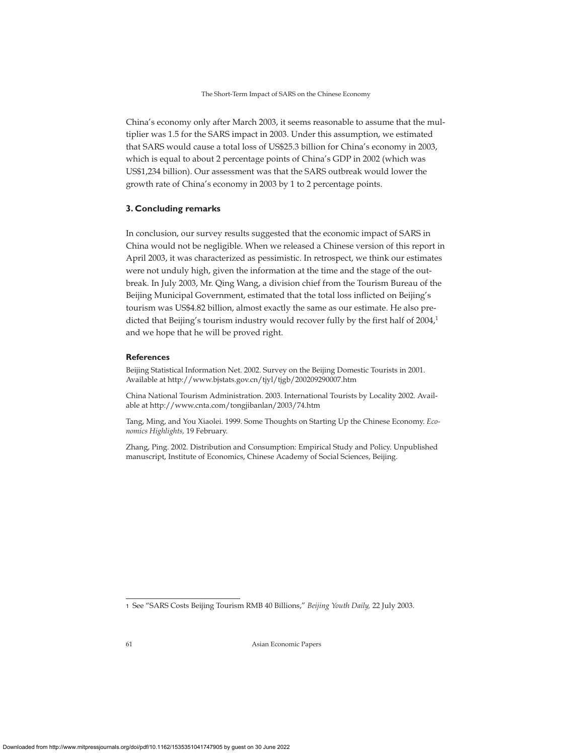China's economy only after March 2003, it seems reasonable to assume that the multiplier was 1.5 for the SARS impact in 2003. Under this assumption, we estimated that SARS would cause a total loss of US$25.3 billion for China's economy in 2003, which is equal to about 2 percentage points of China's GDP in 2002 (which was US$1,234 billion). Our assessment was that the SARS outbreak would lower the growth rate of China's economy in 2003 by 1 to 2 percentage points.

## 3. Concluding remarks

In conclusion, our survey results suggested that the economic impact of SARS in China would not be negligible. When we released a Chinese version of this report in April 2003, it was characterized as pessimistic. In retrospect, we think our estimates were not unduly high, given the information at the time and the stage of the outbreak. In July 2003, Mr. Qing Wang, a division chief from the Tourism Bureau of the Beijing Municipal Government, estimated that the total loss inflicted on Beijing's tourism was US$4.82 billion, almost exactly the same as our estimate. He also predicted that Beijing's tourism industry would recover fully by the first half of 2004,[1] and we hope that he will be proved right.

### References

Beijing Statistical Information Net. 2002. Survey on the Beijing Domestic Tourists in 2001. Available at http://www.bjstats.gov.cn/tjyl/tjgb/200209290007.htm

China National Tourism Administration. 2003. International Tourists by Locality 2002. Available at http://www.cnta.com/tongjibanlan/2003/74.htm

Tang, Ming, and You Xiaolei. 1999. Some Thoughts on Starting Up the Chinese Economy. *Economics Highlights,* 19 February.

Zhang, Ping. 2002. Distribution and Consumption: Empirical Study and Policy. Unpublished manuscript, Institute of Economics, Chinese Academy of Social Sciences, Beijing.

---

1 See "SARS Costs Beijing Tourism RMB 40 Billions," *Beijing Youth Daily,* 22 July 2003.